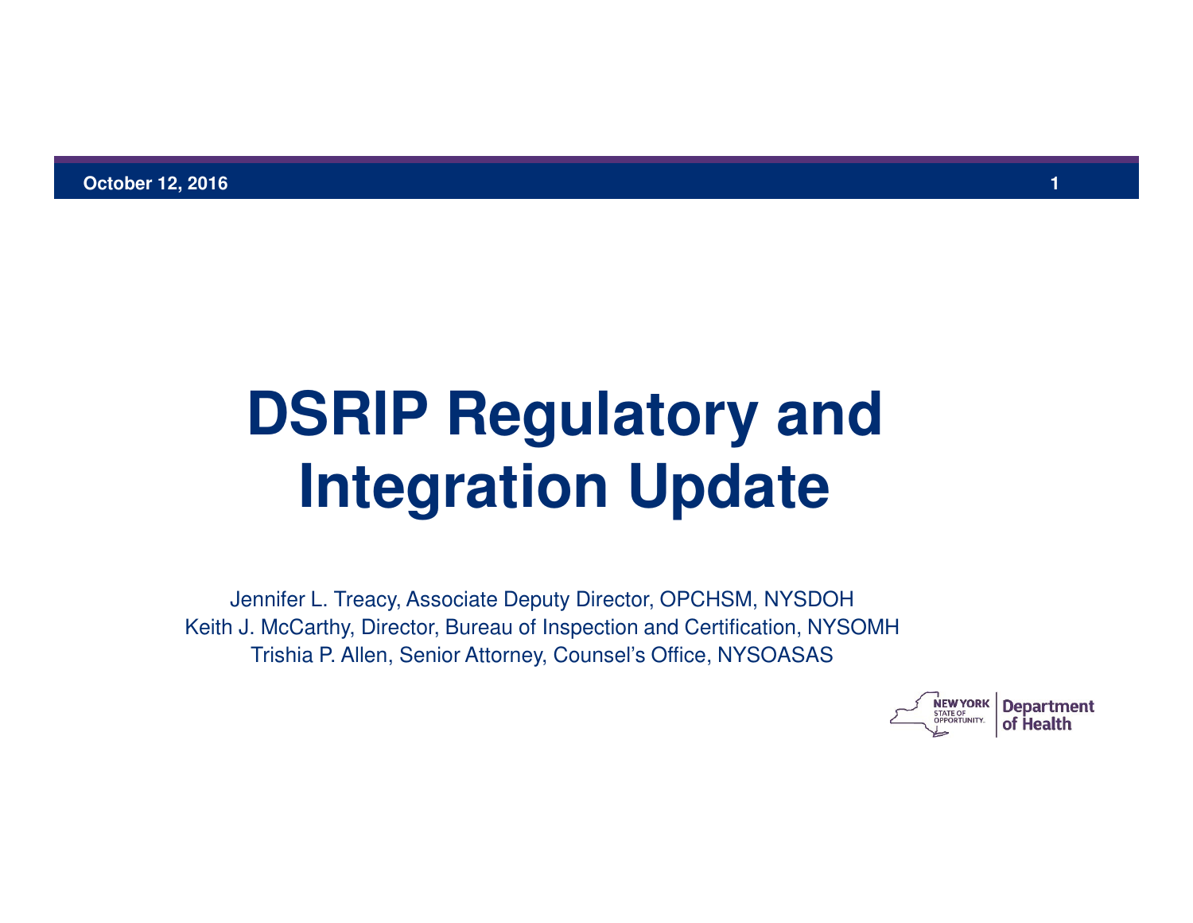October 12, 2016

# DSRIP Regulatory and Integration Update

Jennifer L. Treacy, Associate Deputy Director, OPCHSM, NYSDOH
Keith J. McCarthy, Director, Bureau of Inspection and Certification, NYSOMH
Trishia P. Allen, Senior Attorney, Counsel's Office, NYSOASAS

NEW YORK STATE OF OPPORTUNITY. | Department of Health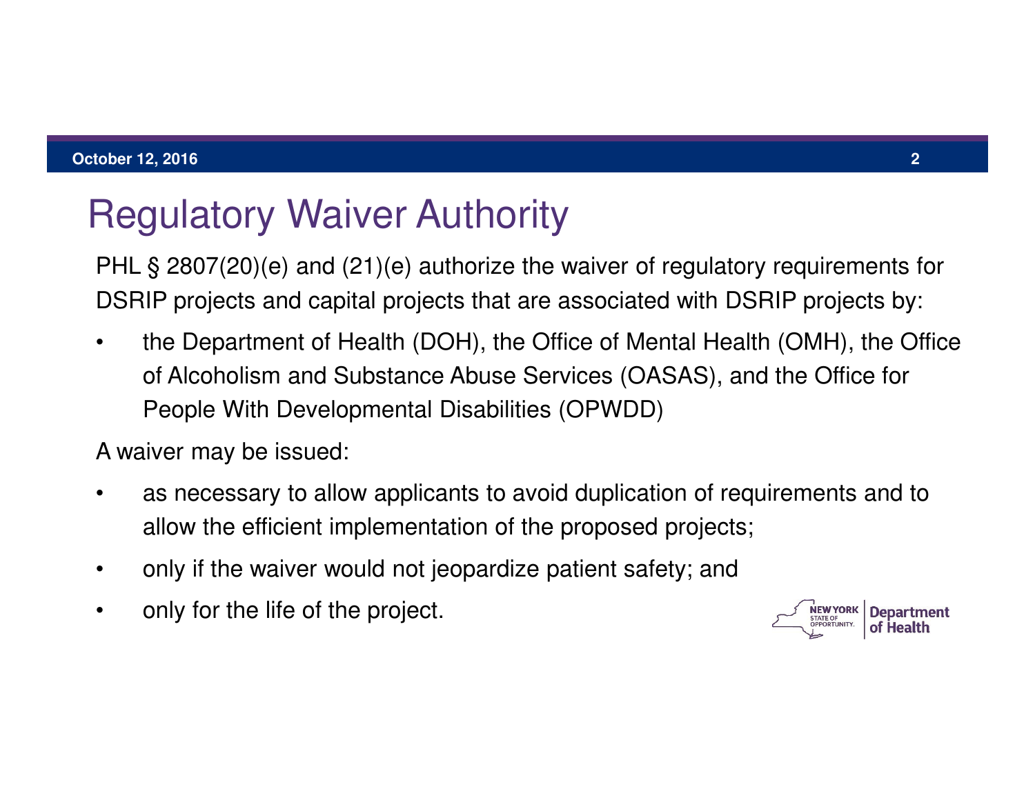# Regulatory Waiver Authority

PHL § 2807(20)(e) and (21)(e) authorize the waiver of regulatory requirements for DSRIP projects and capital projects that are associated with DSRIP projects by:

- the Department of Health (DOH), the Office of Mental Health (OMH), the Office of Alcoholism and Substance Abuse Services (OASAS), and the Office for People With Developmental Disabilities (OPWDD)

A waiver may be issued:

- as necessary to allow applicants to avoid duplication of requirements and to allow the efficient implementation of the proposed projects;
- only if the waiver would not jeopardize patient safety; and
- only for the life of the project.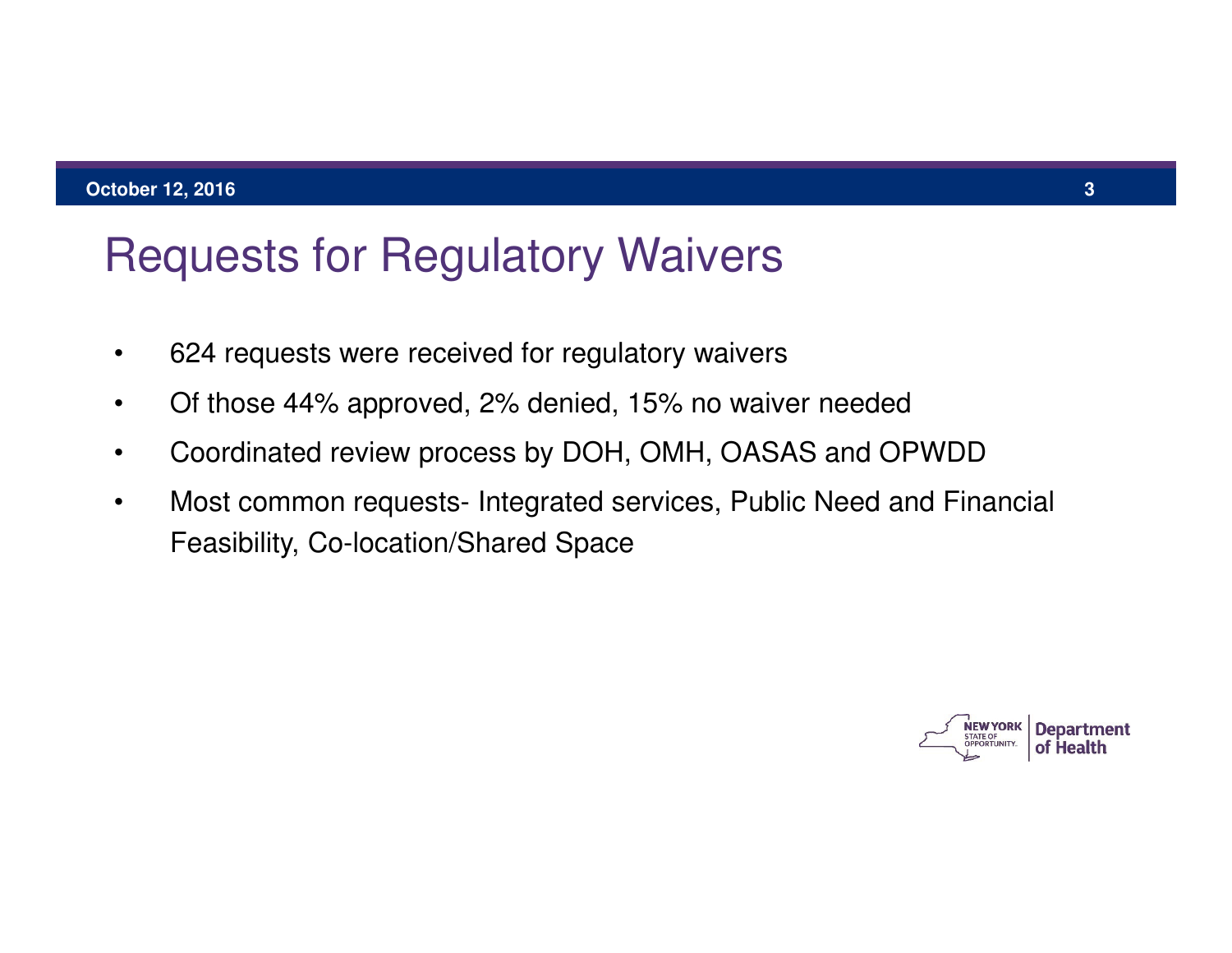# Requests for Regulatory Waivers

- 624 requests were received for regulatory waivers
- Of those 44% approved, 2% denied, 15% no waiver needed
- Coordinated review process by DOH, OMH, OASAS and OPWDD
- Most common requests- Integrated services, Public Need and Financial Feasibility, Co-location/Shared Space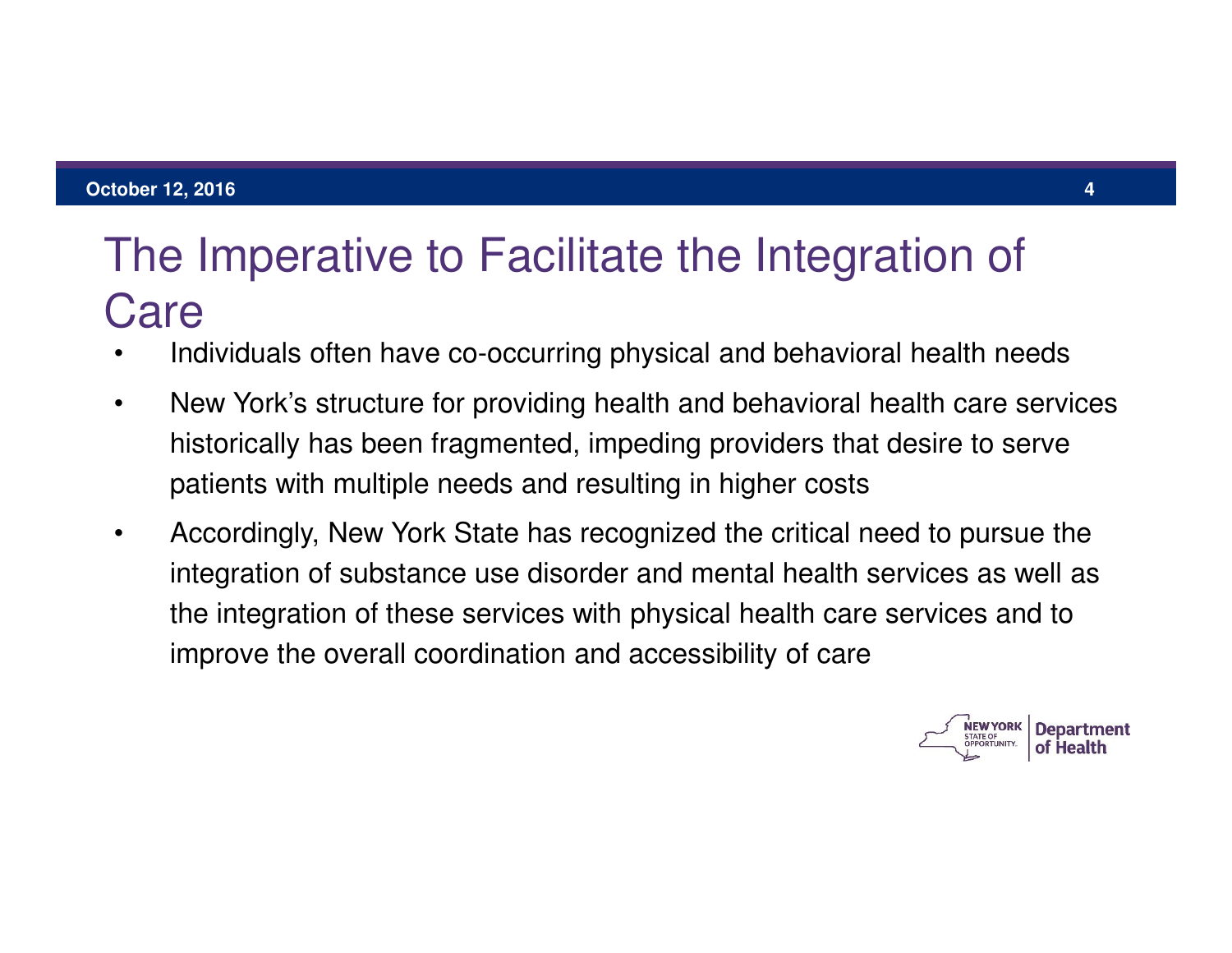# The Imperative to Facilitate the Integration of Care

- Individuals often have co-occurring physical and behavioral health needs
- New York's structure for providing health and behavioral health care services historically has been fragmented, impeding providers that desire to serve patients with multiple needs and resulting in higher costs
- Accordingly, New York State has recognized the critical need to pursue the integration of substance use disorder and mental health services as well as the integration of these services with physical health care services and to improve the overall coordination and accessibility of care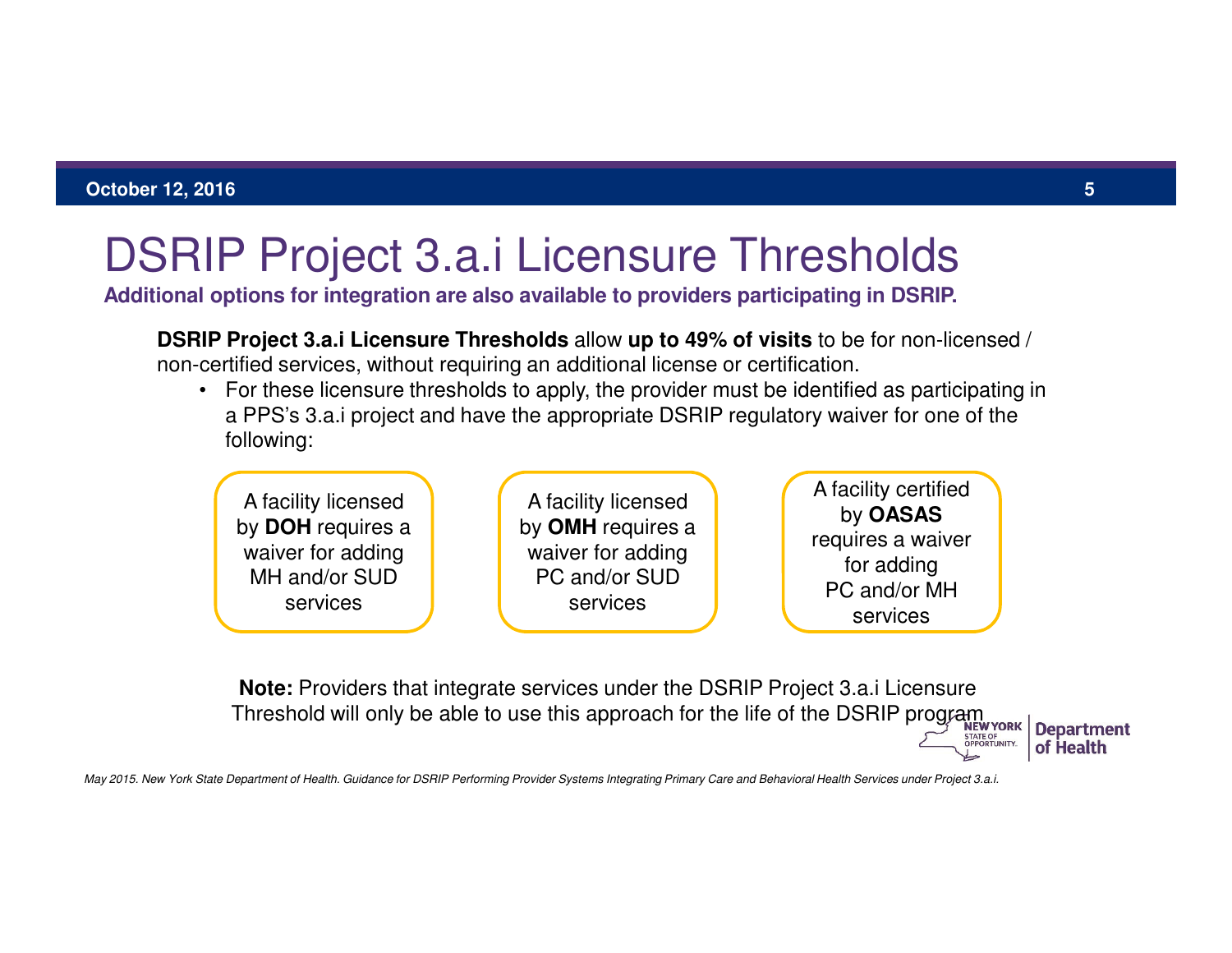# DSRIP Project 3.a.i Licensure Thresholds

**Additional options for integration are also available to providers participating in DSRIP.**

**DSRIP Project 3.a.i Licensure Thresholds** allow **up to 49% of visits** to be for non-licensed / non-certified services, without requiring an additional license or certification.

- For these licensure thresholds to apply, the provider must be identified as participating in a PPS's 3.a.i project and have the appropriate DSRIP regulatory waiver for one of the following:

  - A facility licensed by **DOH** requires a waiver for adding MH and/or SUD services
  - A facility licensed by **OMH** requires a waiver for adding PC and/or SUD services
  - A facility certified by **OASAS** requires a waiver for adding PC and/or MH services

**Note:** Providers that integrate services under the DSRIP Project 3.a.i Licensure Threshold will only be able to use this approach for the life of the DSRIP program

*May 2015. New York State Department of Health. Guidance for DSRIP Performing Provider Systems Integrating Primary Care and Behavioral Health Services under Project 3.a.i.*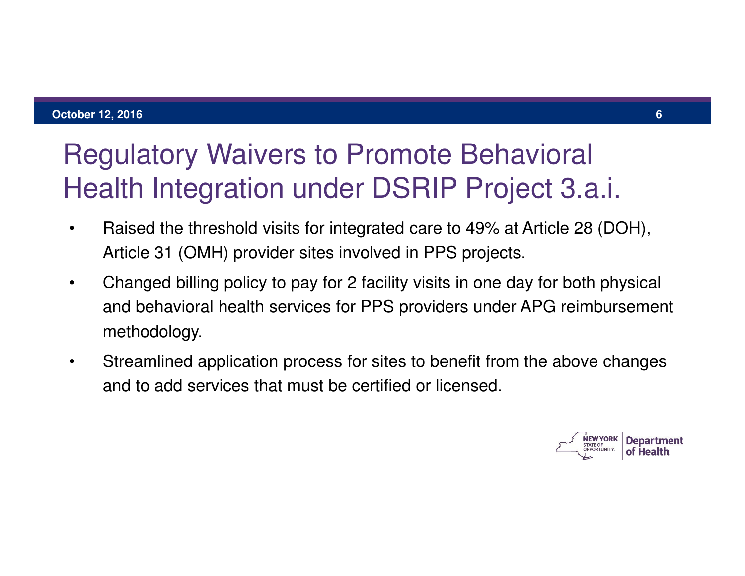# Regulatory Waivers to Promote Behavioral Health Integration under DSRIP Project 3.a.i.

- Raised the threshold visits for integrated care to 49% at Article 28 (DOH), Article 31 (OMH) provider sites involved in PPS projects.
- Changed billing policy to pay for 2 facility visits in one day for both physical and behavioral health services for PPS providers under APG reimbursement methodology.
- Streamlined application process for sites to benefit from the above changes and to add services that must be certified or licensed.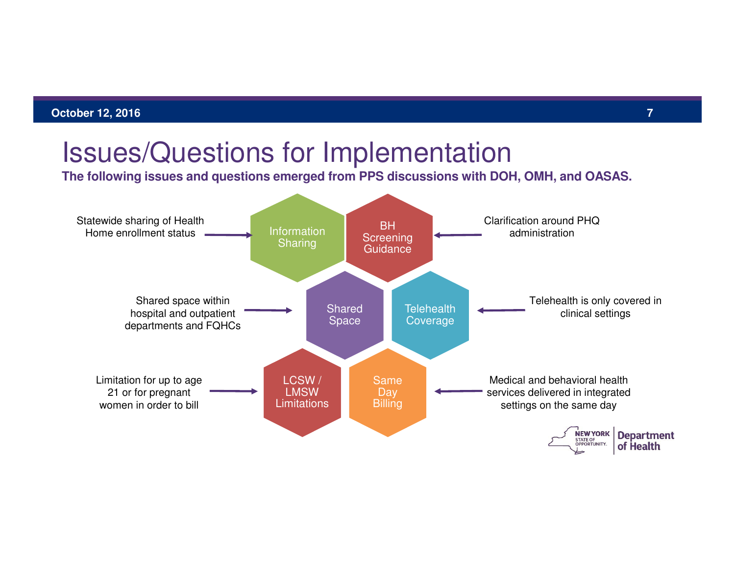# Issues/Questions for Implementation

**The following issues and questions emerged from PPS discussions with DOH, OMH, and OASAS.**

- **Information Sharing**: Statewide sharing of Health Home enrollment status
- **BH Screening Guidance**: Clarification around PHQ administration
- **Shared Space**: Shared space within hospital and outpatient departments and FQHCs
- **Telehealth Coverage**: Telehealth is only covered in clinical settings
- **LCSW / LMSW Limitations**: Limitation for up to age 21 or for pregnant women in order to bill
- **Same Day Billing**: Medical and behavioral health services delivered in integrated settings on the same day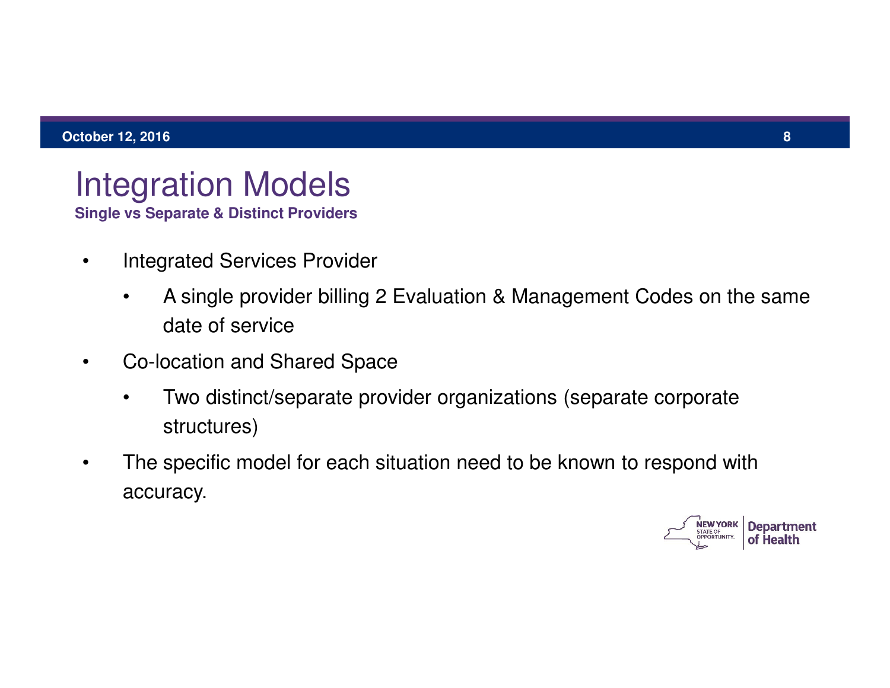# Integration Models

**Single vs Separate & Distinct Providers**

- Integrated Services Provider
  - A single provider billing 2 Evaluation & Management Codes on the same date of service
- Co-location and Shared Space
  - Two distinct/separate provider organizations (separate corporate structures)
- The specific model for each situation need to be known to respond with accuracy.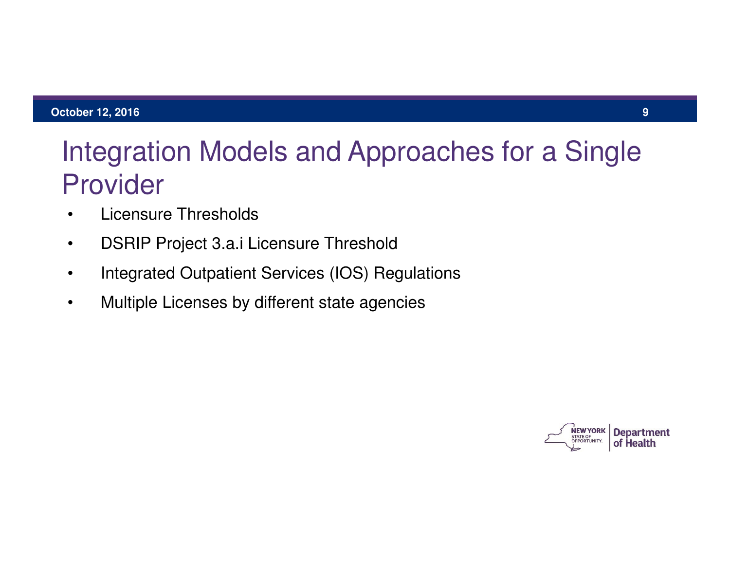# Integration Models and Approaches for a Single Provider

- Licensure Thresholds
- DSRIP Project 3.a.i Licensure Threshold
- Integrated Outpatient Services (IOS) Regulations
- Multiple Licenses by different state agencies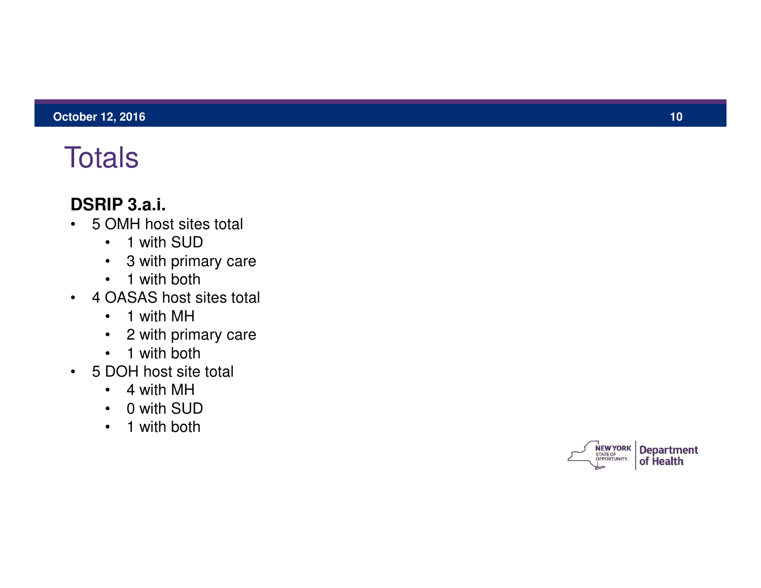# Totals

**DSRIP 3.a.i.**

- 5 OMH host sites total
  - 1 with SUD
  - 3 with primary care
  - 1 with both
- 4 OASAS host sites total
  - 1 with MH
  - 2 with primary care
  - 1 with both
- 5 DOH host site total
  - 4 with MH
  - 0 with SUD
  - 1 with both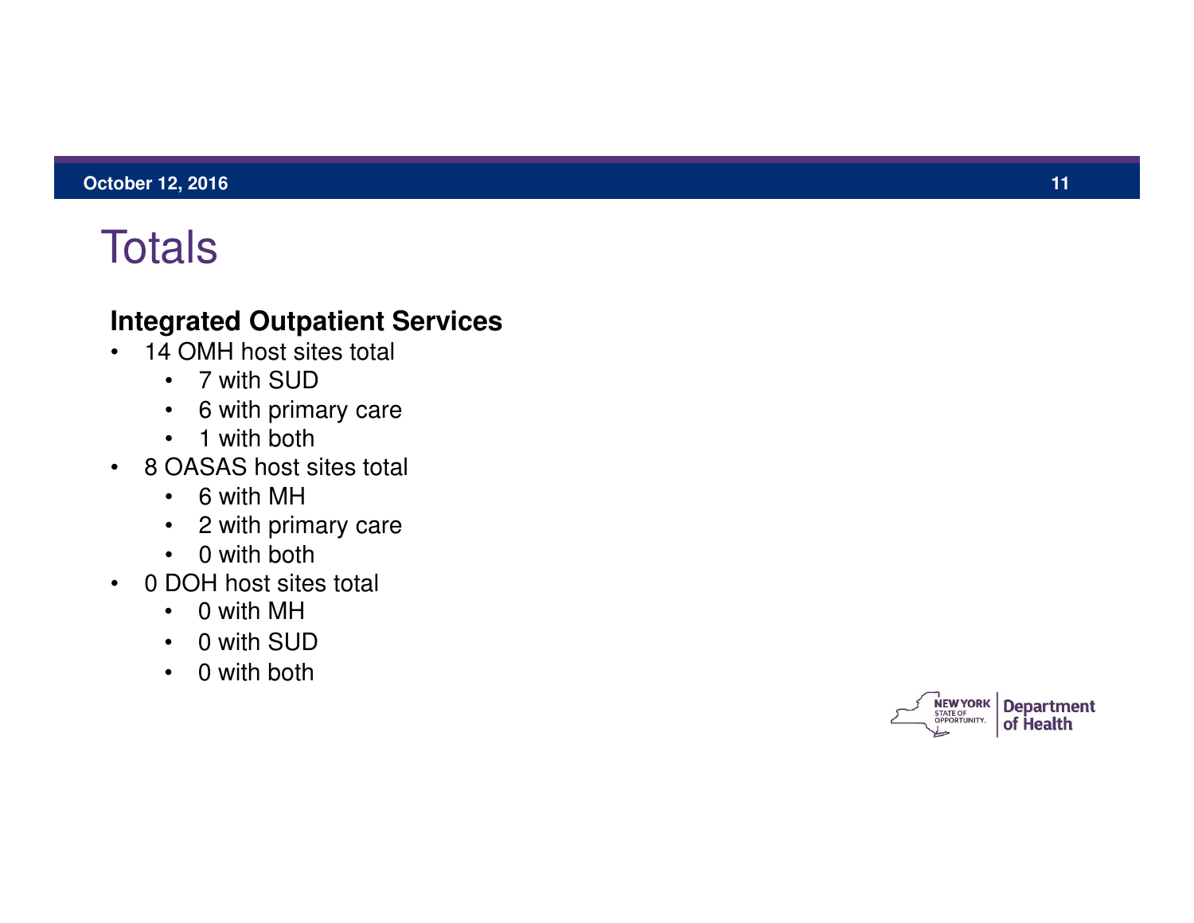# Totals

**Integrated Outpatient Services**

- 14 OMH host sites total
  - 7 with SUD
  - 6 with primary care
  - 1 with both
- 8 OASAS host sites total
  - 6 with MH
  - 2 with primary care
  - 0 with both
- 0 DOH host sites total
  - 0 with MH
  - 0 with SUD
  - 0 with both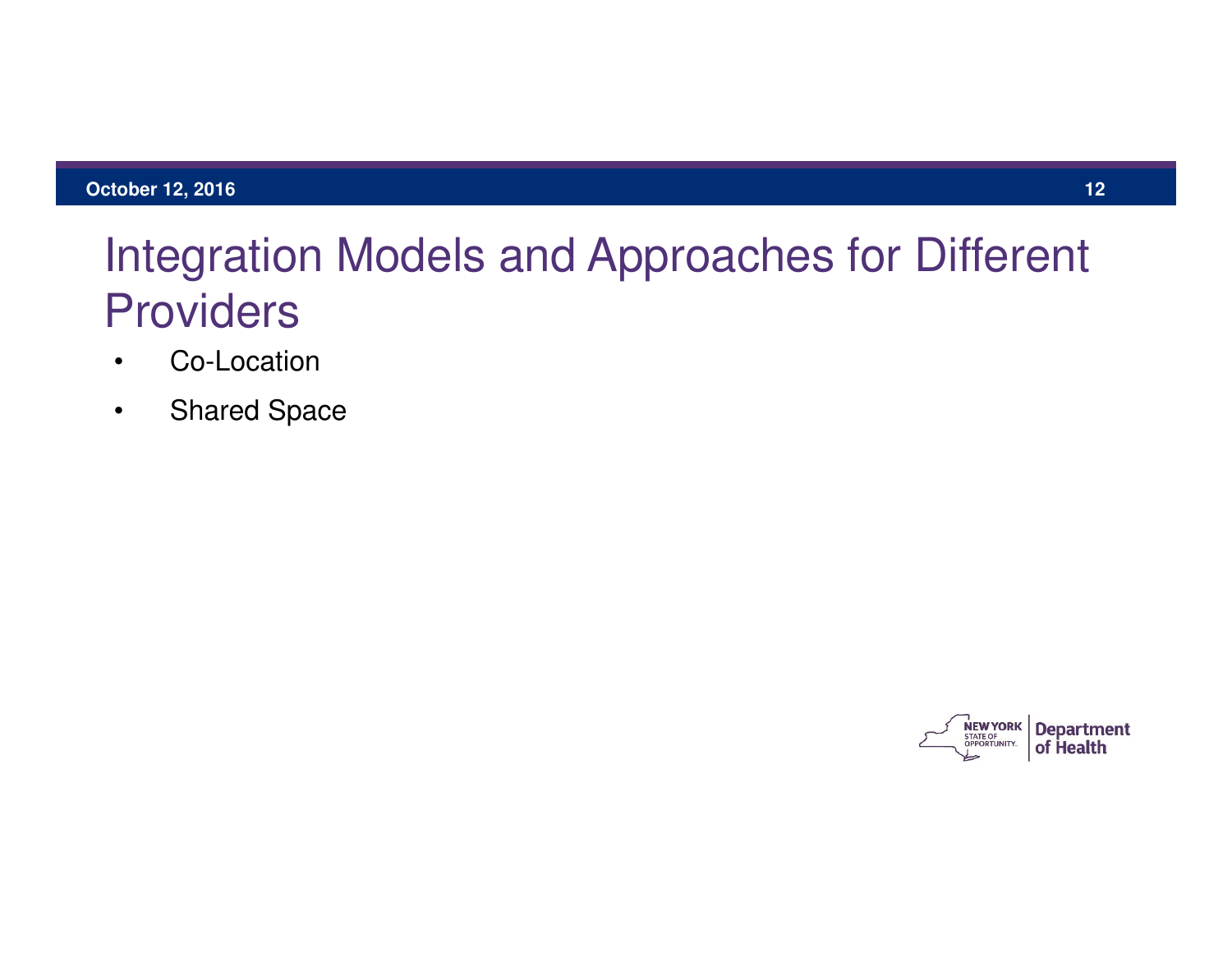# Integration Models and Approaches for Different Providers

- Co-Location
- Shared Space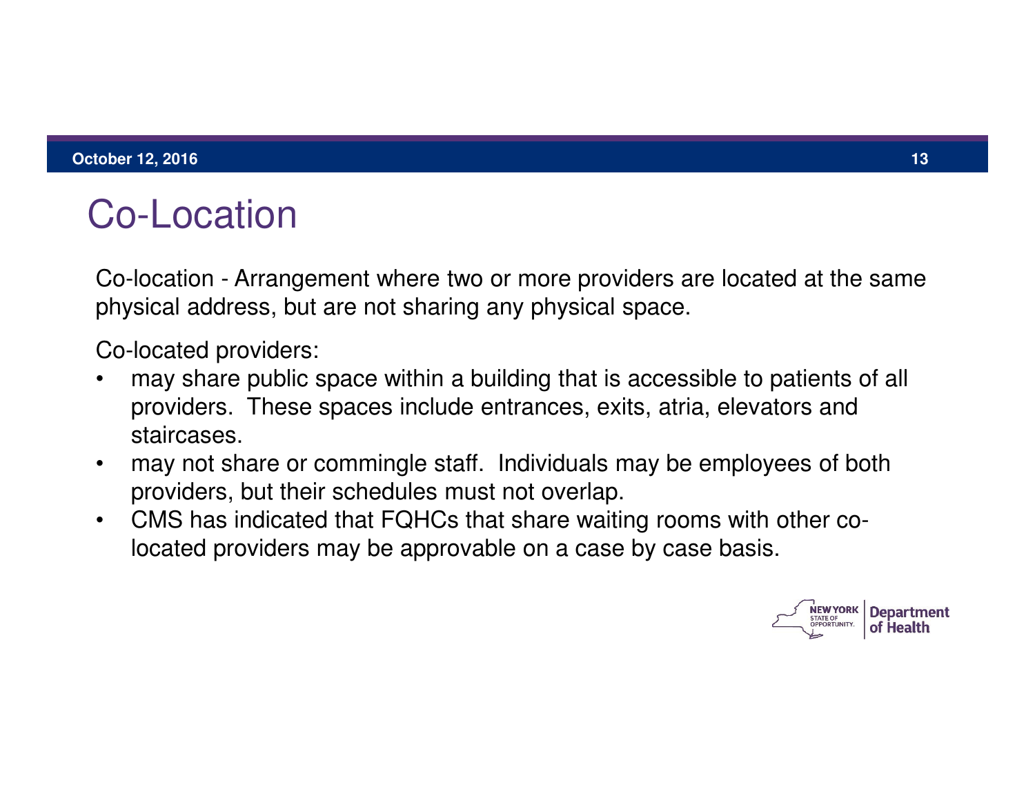# Co-Location

Co-location - Arrangement where two or more providers are located at the same physical address, but are not sharing any physical space.

Co-located providers:

- may share public space within a building that is accessible to patients of all providers. These spaces include entrances, exits, atria, elevators and staircases.
- may not share or commingle staff. Individuals may be employees of both providers, but their schedules must not overlap.
- CMS has indicated that FQHCs that share waiting rooms with other co-located providers may be approvable on a case by case basis.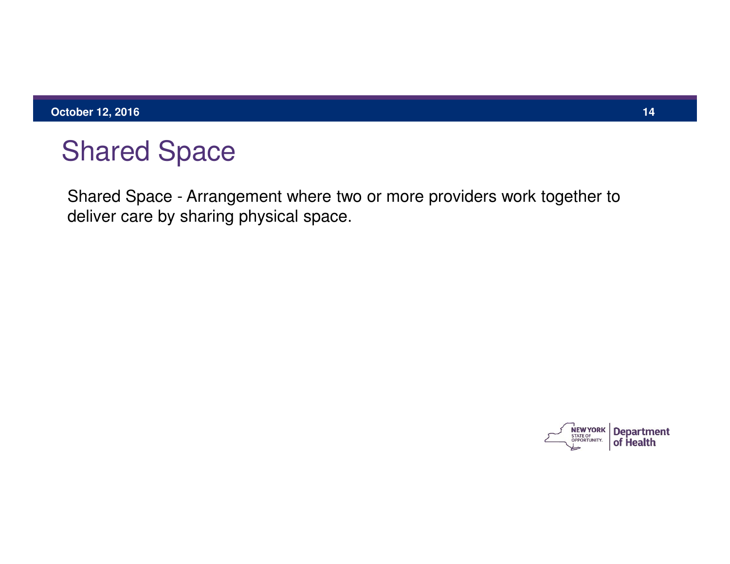# Shared Space

Shared Space - Arrangement where two or more providers work together to deliver care by sharing physical space.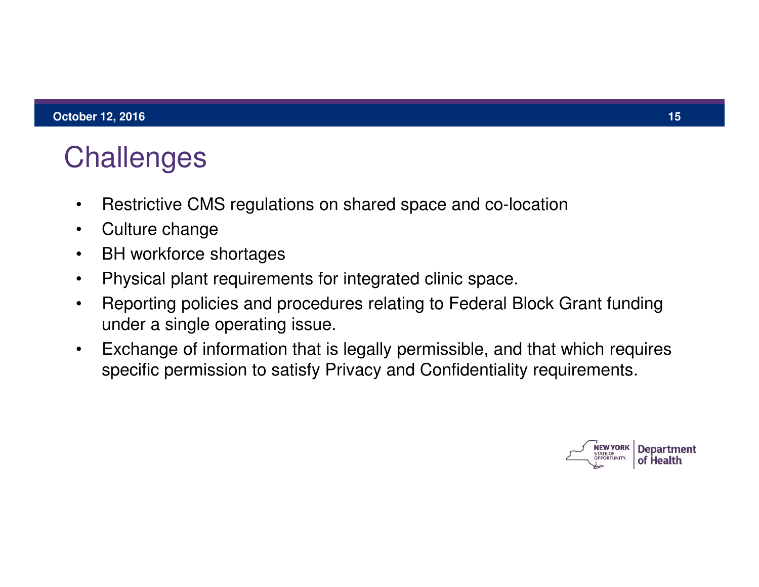# Challenges

- Restrictive CMS regulations on shared space and co-location
- Culture change
- BH workforce shortages
- Physical plant requirements for integrated clinic space.
- Reporting policies and procedures relating to Federal Block Grant funding under a single operating issue.
- Exchange of information that is legally permissible, and that which requires specific permission to satisfy Privacy and Confidentiality requirements.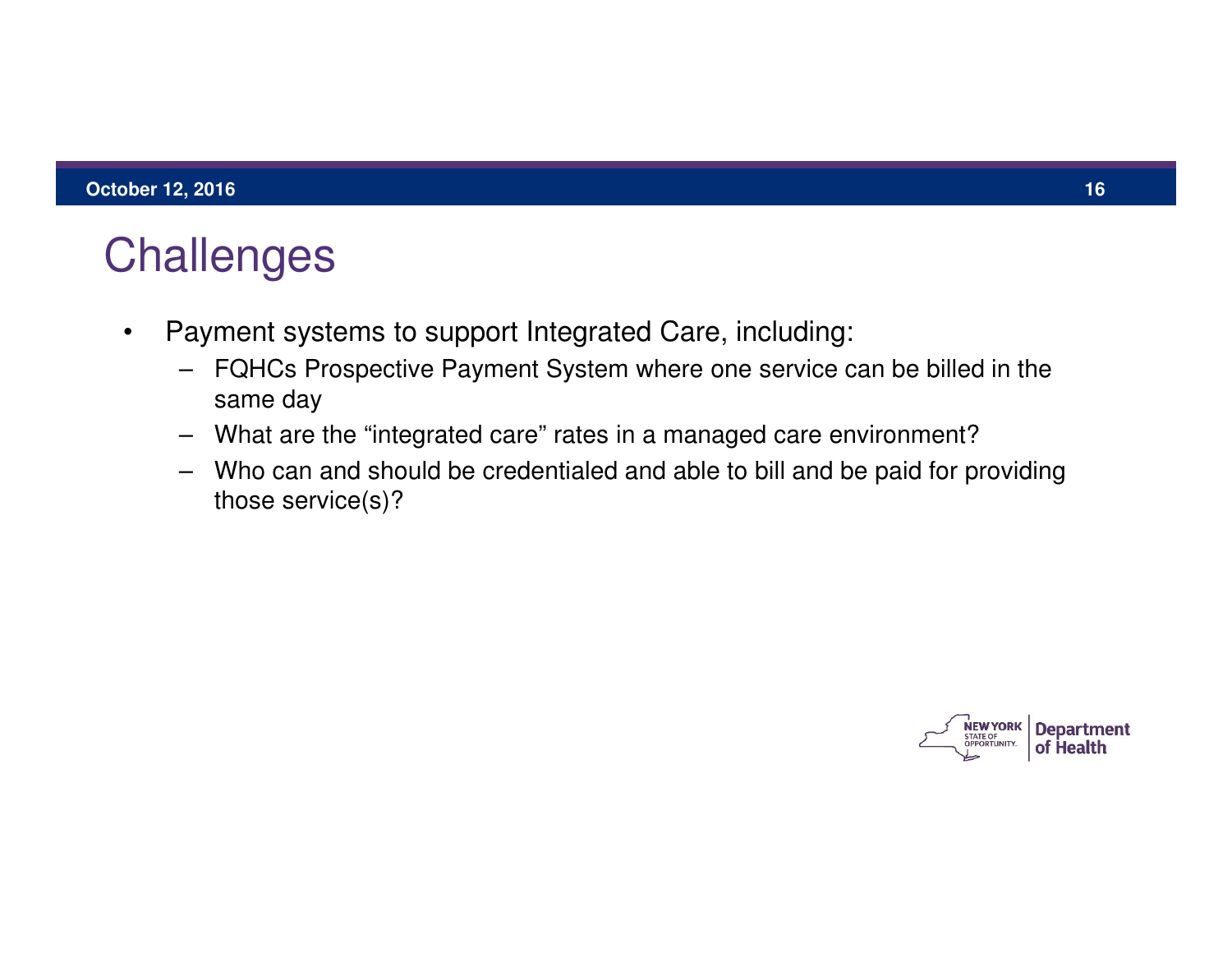# Challenges

- Payment systems to support Integrated Care, including:
  - FQHCs Prospective Payment System where one service can be billed in the same day
  - What are the "integrated care" rates in a managed care environment?
  - Who can and should be credentialed and able to bill and be paid for providing those service(s)?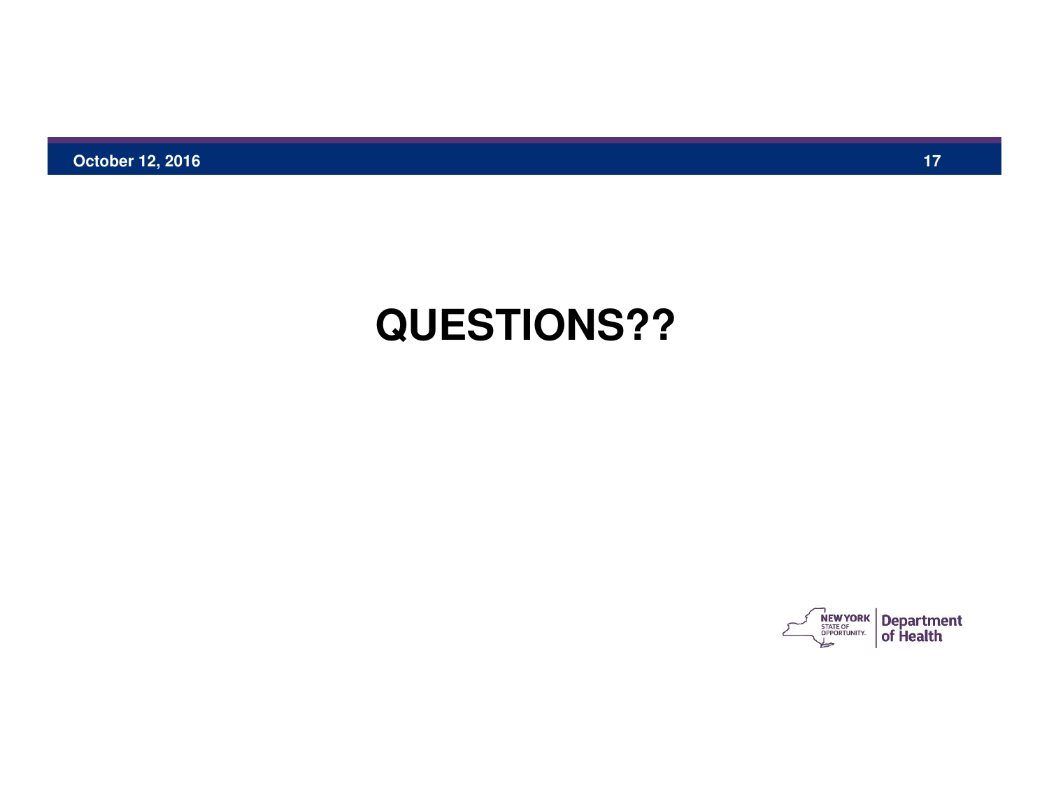# QUESTIONS??